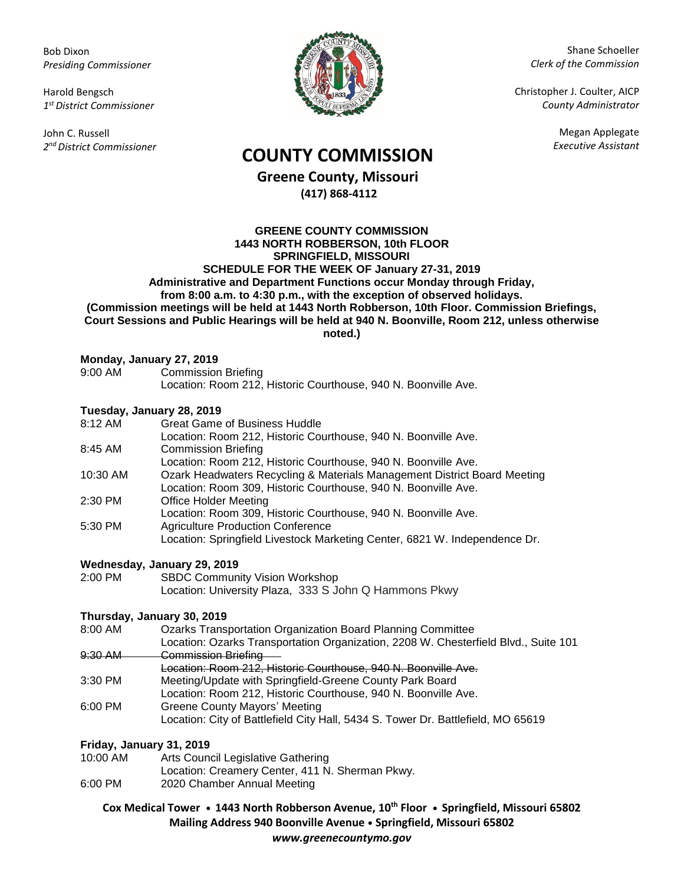Bob Dixon
*Presiding Commissioner*

Harold Bengsch
*1st District Commissioner*

John C. Russell
*2nd District Commissioner*

Shane Schoeller
*Clerk of the Commission*

Christopher J. Coulter, AICP
*County Administrator*

Megan Applegate
*Executive Assistant*

# COUNTY COMMISSION

**Greene County, Missouri**
**(417) 868-4112**

**GREENE COUNTY COMMISSION**
**1443 NORTH ROBBERSON, 10th FLOOR**
**SPRINGFIELD, MISSOURI**
**SCHEDULE FOR THE WEEK OF January 27-31, 2019**
**Administrative and Department Functions occur Monday through Friday, from 8:00 a.m. to 4:30 p.m., with the exception of observed holidays.**
**(Commission meetings will be held at 1443 North Robberson, 10th Floor. Commission Briefings, Court Sessions and Public Hearings will be held at 940 N. Boonville, Room 212, unless otherwise noted.)**

**Monday, January 27, 2019**

9:00 AM Commission Briefing
Location: Room 212, Historic Courthouse, 940 N. Boonville Ave.

**Tuesday, January 28, 2019**

8:12 AM Great Game of Business Huddle
Location: Room 212, Historic Courthouse, 940 N. Boonville Ave.

8:45 AM Commission Briefing
Location: Room 212, Historic Courthouse, 940 N. Boonville Ave.

10:30 AM Ozark Headwaters Recycling & Materials Management District Board Meeting
Location: Room 309, Historic Courthouse, 940 N. Boonville Ave.

2:30 PM Office Holder Meeting
Location: Room 309, Historic Courthouse, 940 N. Boonville Ave.

5:30 PM Agriculture Production Conference
Location: Springfield Livestock Marketing Center, 6821 W. Independence Dr.

**Wednesday, January 29, 2019**

2:00 PM SBDC Community Vision Workshop
Location: University Plaza, 333 S John Q Hammons Pkwy

**Thursday, January 30, 2019**

8:00 AM Ozarks Transportation Organization Board Planning Committee
Location: Ozarks Transportation Organization, 2208 W. Chesterfield Blvd., Suite 101

~~9:30 AM Commission Briefing~~
~~Location: Room 212, Historic Courthouse, 940 N. Boonville Ave.~~

3:30 PM Meeting/Update with Springfield-Greene County Park Board
Location: Room 212, Historic Courthouse, 940 N. Boonville Ave.

6:00 PM Greene County Mayors' Meeting
Location: City of Battlefield City Hall, 5434 S. Tower Dr. Battlefield, MO 65619

**Friday, January 31, 2019**

10:00 AM Arts Council Legislative Gathering
Location: Creamery Center, 411 N. Sherman Pkwy.

6:00 PM 2020 Chamber Annual Meeting

**Cox Medical Tower • 1443 North Robberson Avenue, 10th Floor • Springfield, Missouri 65802**
**Mailing Address 940 Boonville Avenue • Springfield, Missouri 65802**
***www.greenecountymo.gov***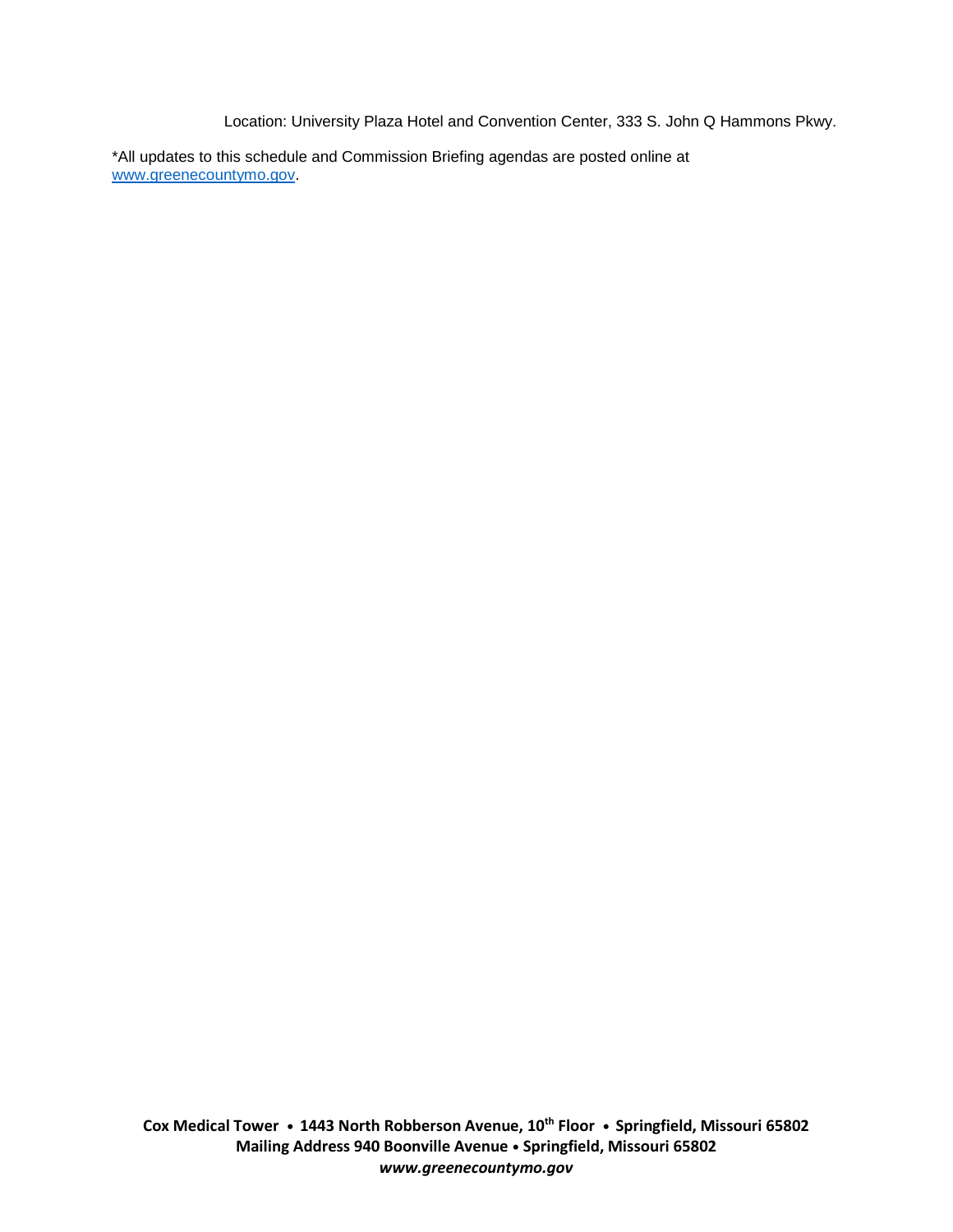Location: University Plaza Hotel and Convention Center, 333 S. John Q Hammons Pkwy.

*All updates to this schedule and Commission Briefing agendas are posted online at www.greenecountymo.gov.